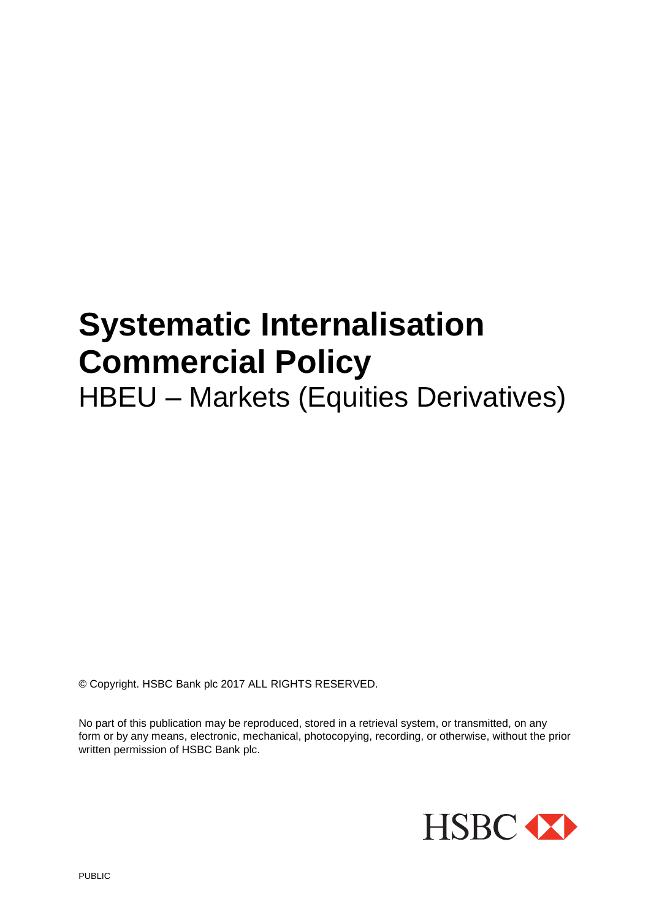# Systematic Internalisation Commercial Policy

## HBEU – Markets (Equities Derivatives)

© Copyright. HSBC Bank plc 2017 ALL RIGHTS RESERVED.

No part of this publication may be reproduced, stored in a retrieval system, or transmitted, on any form or by any means, electronic, mechanical, photocopying, recording, or otherwise, without the prior written permission of HSBC Bank plc.

HSBC

PUBLIC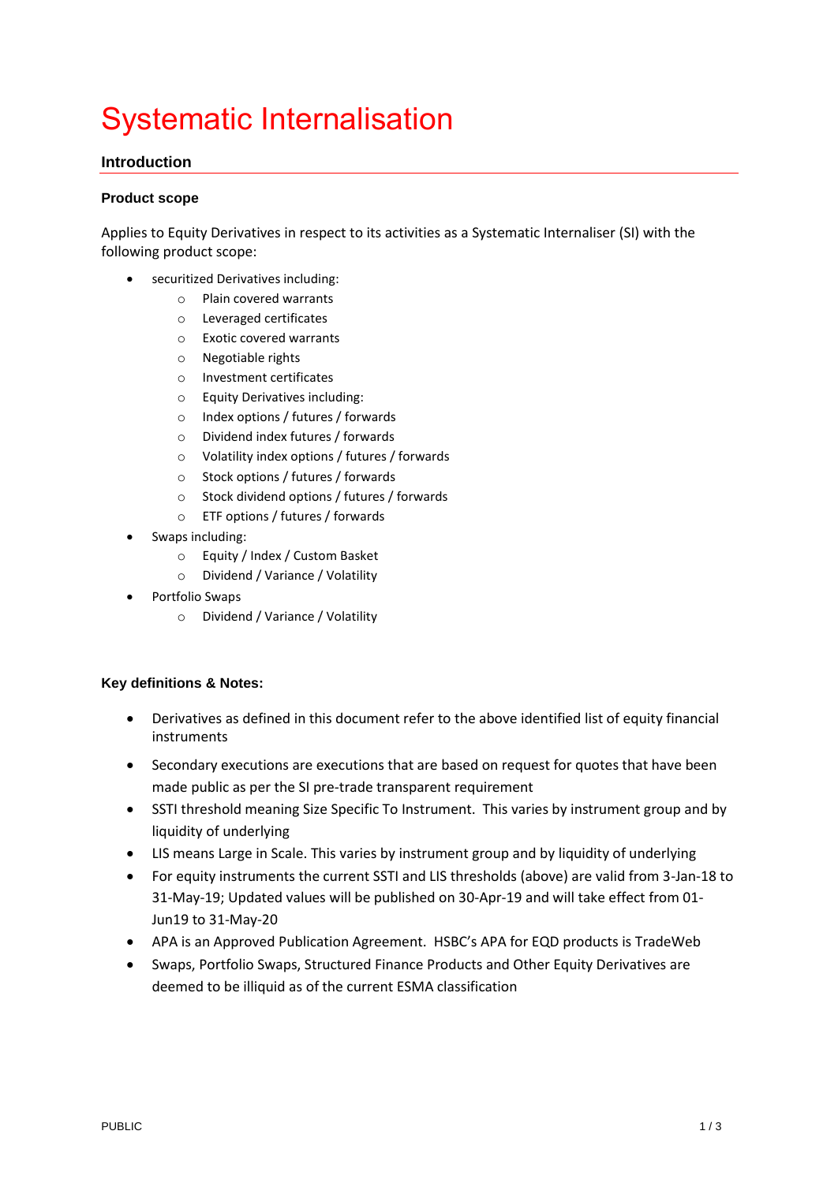# Systematic Internalisation

## Introduction

### Product scope

Applies to Equity Derivatives in respect to its activities as a Systematic Internaliser (SI) with the following product scope:

- securitized Derivatives including:
  - Plain covered warrants
  - Leveraged certificates
  - Exotic covered warrants
  - Negotiable rights
  - Investment certificates
  - Equity Derivatives including:
  - Index options / futures / forwards
  - Dividend index futures / forwards
  - Volatility index options / futures / forwards
  - Stock options / futures / forwards
  - Stock dividend options / futures / forwards
  - ETF options / futures / forwards
- Swaps including:
  - Equity / Index / Custom Basket
  - Dividend / Variance / Volatility
- Portfolio Swaps
  - Dividend / Variance / Volatility

### Key definitions & Notes:

- Derivatives as defined in this document refer to the above identified list of equity financial instruments
- Secondary executions are executions that are based on request for quotes that have been made public as per the SI pre-trade transparent requirement
- SSTI threshold meaning Size Specific To Instrument. This varies by instrument group and by liquidity of underlying
- LIS means Large in Scale. This varies by instrument group and by liquidity of underlying
- For equity instruments the current SSTI and LIS thresholds (above) are valid from 3-Jan-18 to 31-May-19; Updated values will be published on 30-Apr-19 and will take effect from 01-Jun19 to 31-May-20
- APA is an Approved Publication Agreement. HSBC's APA for EQD products is TradeWeb
- Swaps, Portfolio Swaps, Structured Finance Products and Other Equity Derivatives are deemed to be illiquid as of the current ESMA classification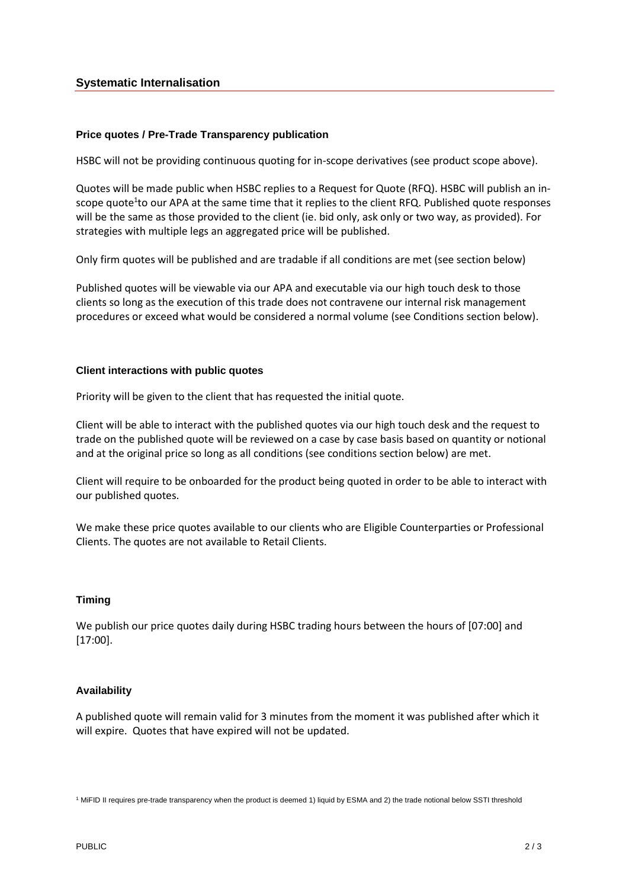## Systematic Internalisation

### Price quotes / Pre-Trade Transparency publication

HSBC will not be providing continuous quoting for in-scope derivatives (see product scope above).

Quotes will be made public when HSBC replies to a Request for Quote (RFQ). HSBC will publish an in-scope quote[1] to our APA at the same time that it replies to the client RFQ. Published quote responses will be the same as those provided to the client (ie. bid only, ask only or two way, as provided). For strategies with multiple legs an aggregated price will be published.

Only firm quotes will be published and are tradable if all conditions are met (see section below)

Published quotes will be viewable via our APA and executable via our high touch desk to those clients so long as the execution of this trade does not contravene our internal risk management procedures or exceed what would be considered a normal volume (see Conditions section below).

### Client interactions with public quotes

Priority will be given to the client that has requested the initial quote.

Client will be able to interact with the published quotes via our high touch desk and the request to trade on the published quote will be reviewed on a case by case basis based on quantity or notional and at the original price so long as all conditions (see conditions section below) are met.

Client will require to be onboarded for the product being quoted in order to be able to interact with our published quotes.

We make these price quotes available to our clients who are Eligible Counterparties or Professional Clients. The quotes are not available to Retail Clients.

### Timing

We publish our price quotes daily during HSBC trading hours between the hours of [07:00] and [17:00].

### Availability

A published quote will remain valid for 3 minutes from the moment it was published after which it will expire. Quotes that have expired will not be updated.

[1] MiFID II requires pre-trade transparency when the product is deemed 1) liquid by ESMA and 2) the trade notional below SSTI threshold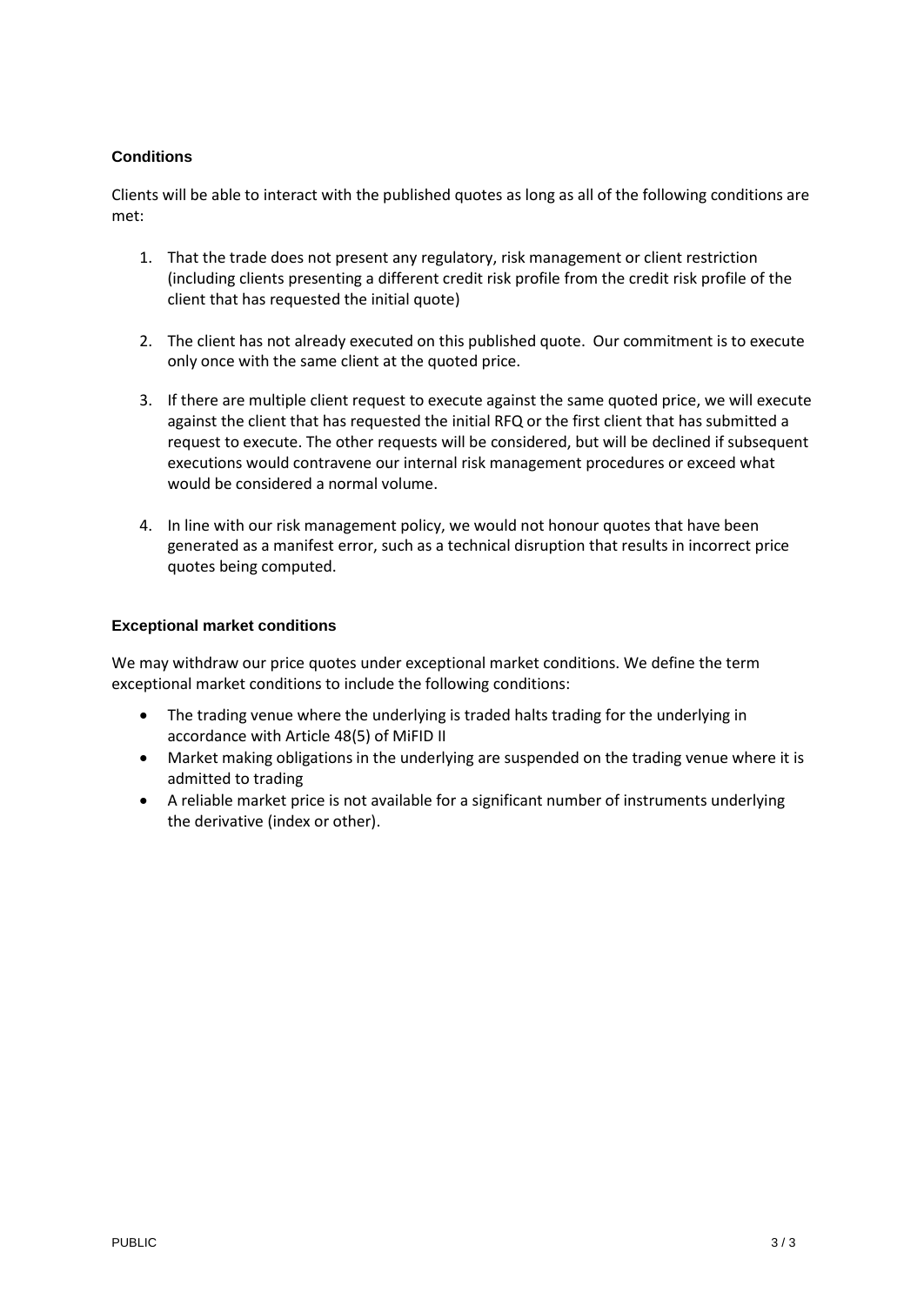### Conditions

Clients will be able to interact with the published quotes as long as all of the following conditions are met:

1. That the trade does not present any regulatory, risk management or client restriction (including clients presenting a different credit risk profile from the credit risk profile of the client that has requested the initial quote)

2. The client has not already executed on this published quote. Our commitment is to execute only once with the same client at the quoted price.

3. If there are multiple client request to execute against the same quoted price, we will execute against the client that has requested the initial RFQ or the first client that has submitted a request to execute. The other requests will be considered, but will be declined if subsequent executions would contravene our internal risk management procedures or exceed what would be considered a normal volume.

4. In line with our risk management policy, we would not honour quotes that have been generated as a manifest error, such as a technical disruption that results in incorrect price quotes being computed.

### Exceptional market conditions

We may withdraw our price quotes under exceptional market conditions. We define the term exceptional market conditions to include the following conditions:

- The trading venue where the underlying is traded halts trading for the underlying in accordance with Article 48(5) of MiFID II
- Market making obligations in the underlying are suspended on the trading venue where it is admitted to trading
- A reliable market price is not available for a significant number of instruments underlying the derivative (index or other).

PUBLIC